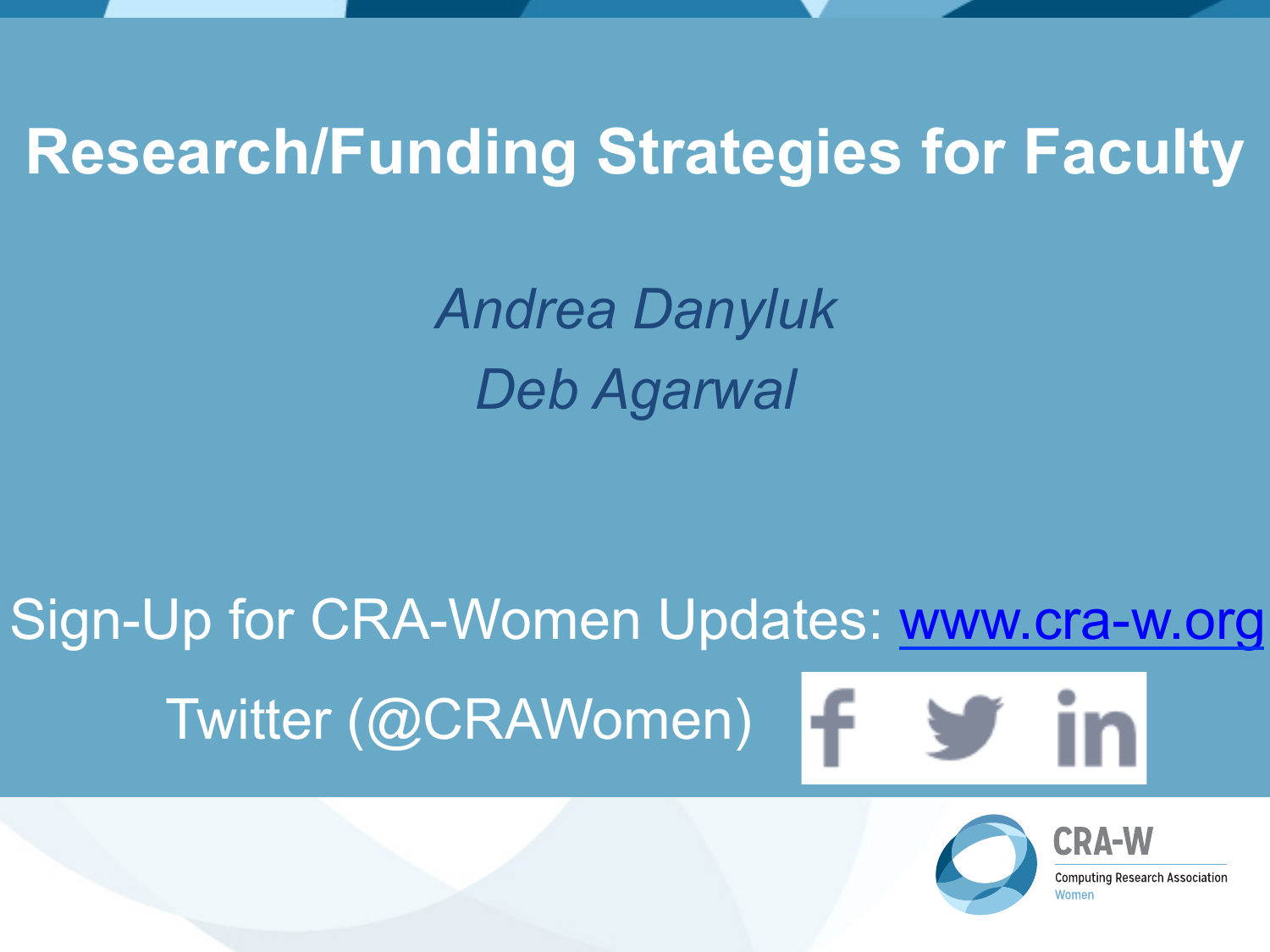# Research/Funding Strategies for Faculty

*Andrea Danyluk*

*Deb Agarwal*

Sign-Up for CRA-Women Updates: [www.cra-w.org](www.cra-w.org)

Twitter (@CRAWomen)

CRA-W

Computing Research Association

Women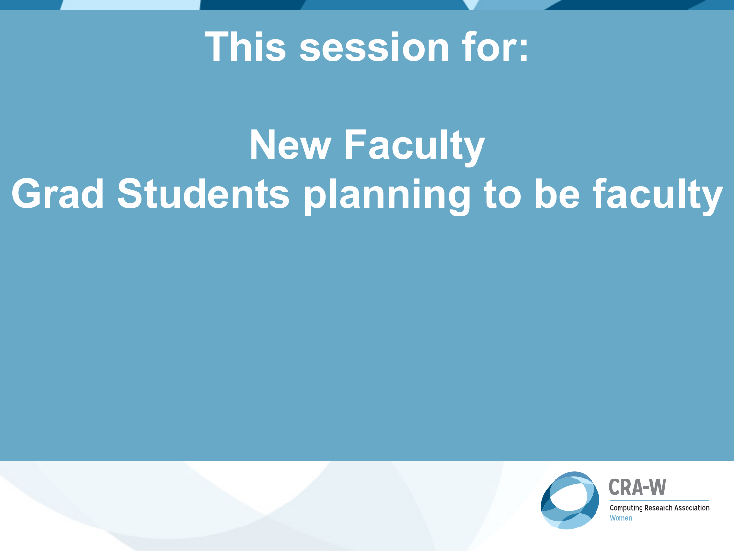# This session for:

**New Faculty**

**Grad Students planning to be faculty**

CRA-W

Computing Research Association

Women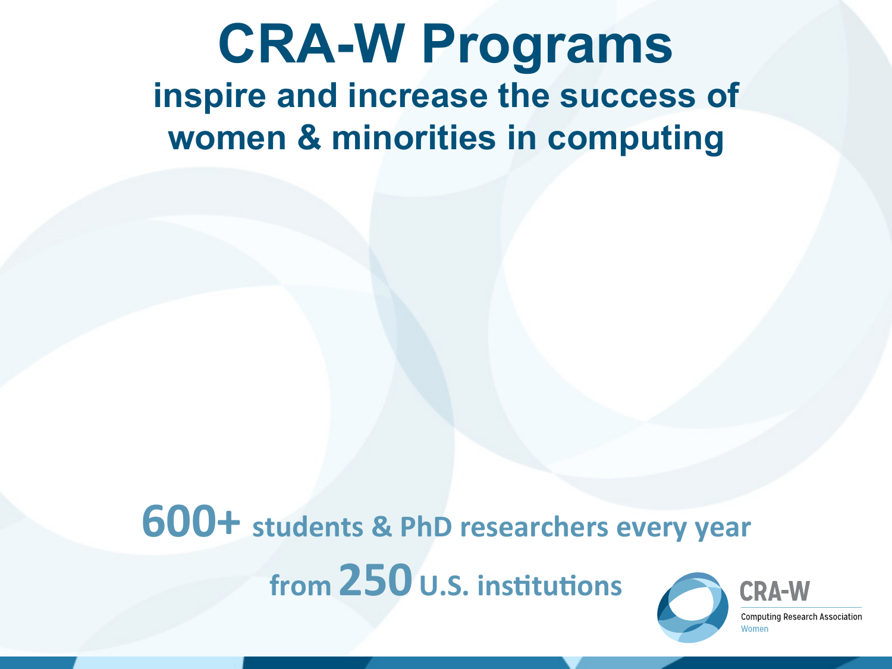# CRA-W Programs

## inspire and increase the success of women & minorities in computing

**600+** students & PhD researchers every year

from **250** U.S. institutions

CRA-W

Computing Research Association Women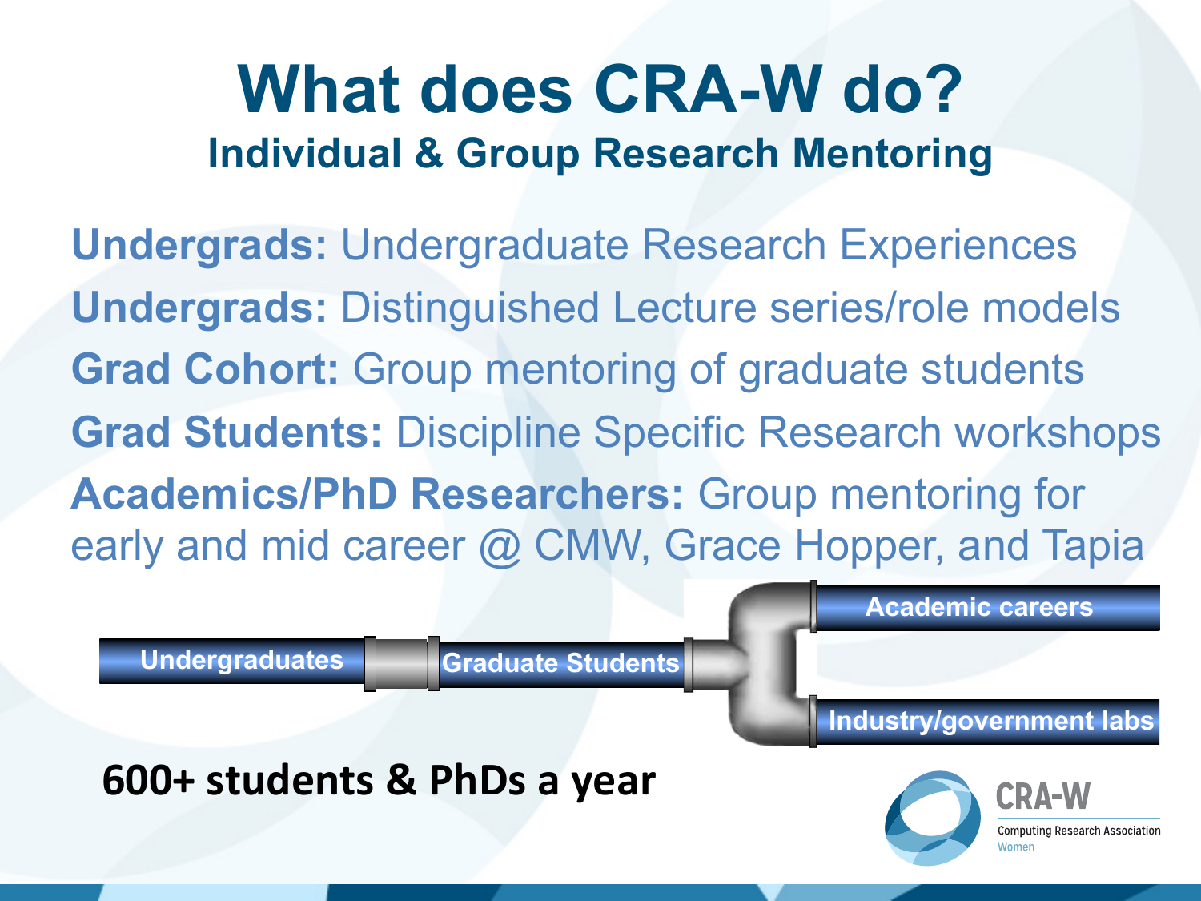# What does CRA-W do?

## Individual & Group Research Mentoring

**Undergrads:** Undergraduate Research Experiences

**Undergrads:** Distinguished Lecture series/role models

**Grad Cohort:** Group mentoring of graduate students

**Grad Students:** Discipline Specific Research workshops

**Academics/PhD Researchers:** Group mentoring for early and mid career @ CMW, Grace Hopper, and Tapia

Undergraduates → Graduate Students → Academic careers / Industry/government labs

**600+ students & PhDs a year**

CRA-W
Computing Research Association
Women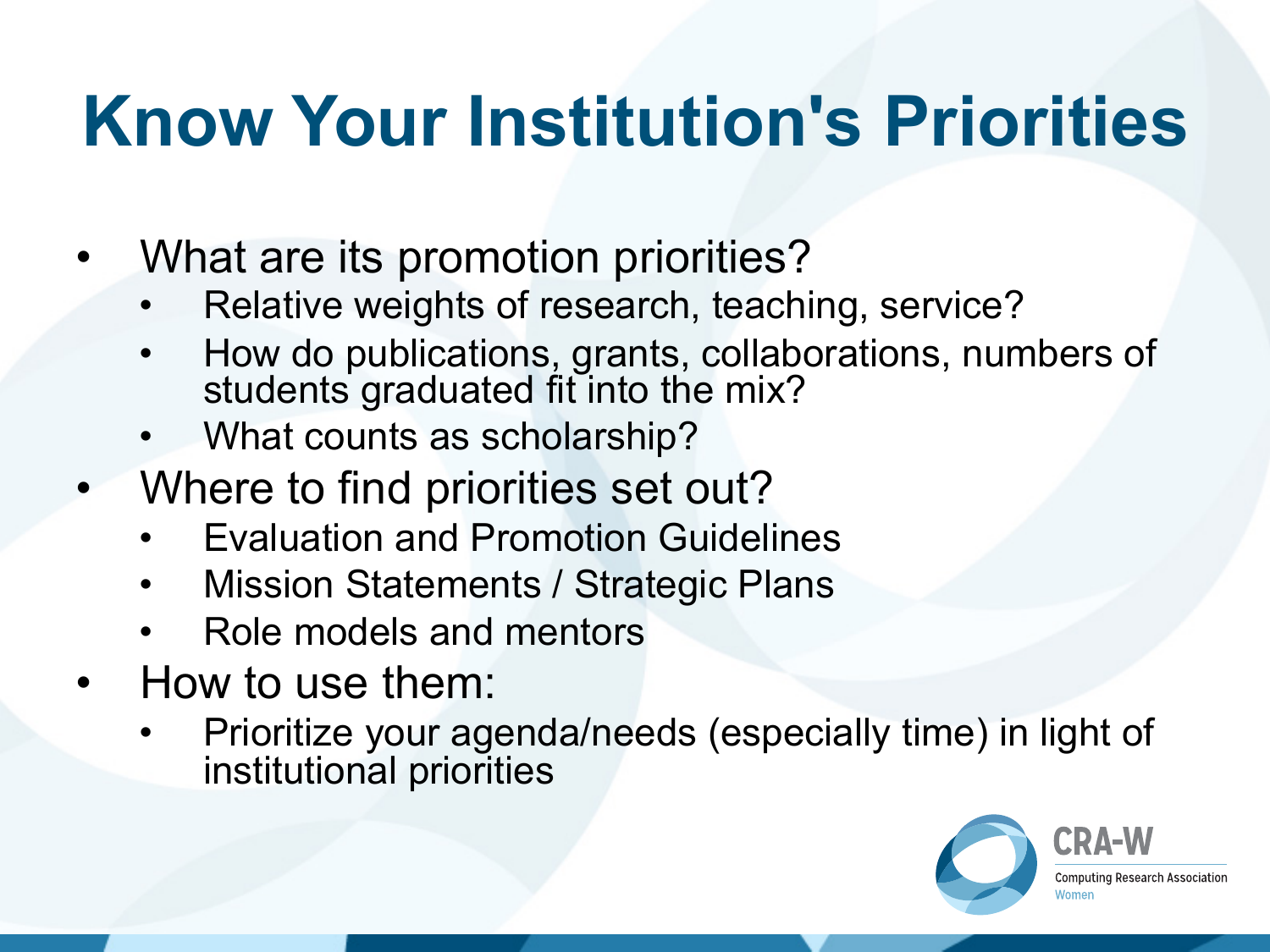# Know Your Institution's Priorities

- What are its promotion priorities?
  - Relative weights of research, teaching, service?
  - How do publications, grants, collaborations, numbers of students graduated fit into the mix?
  - What counts as scholarship?
- Where to find priorities set out?
  - Evaluation and Promotion Guidelines
  - Mission Statements / Strategic Plans
  - Role models and mentors
- How to use them:
  - Prioritize your agenda/needs (especially time) in light of institutional priorities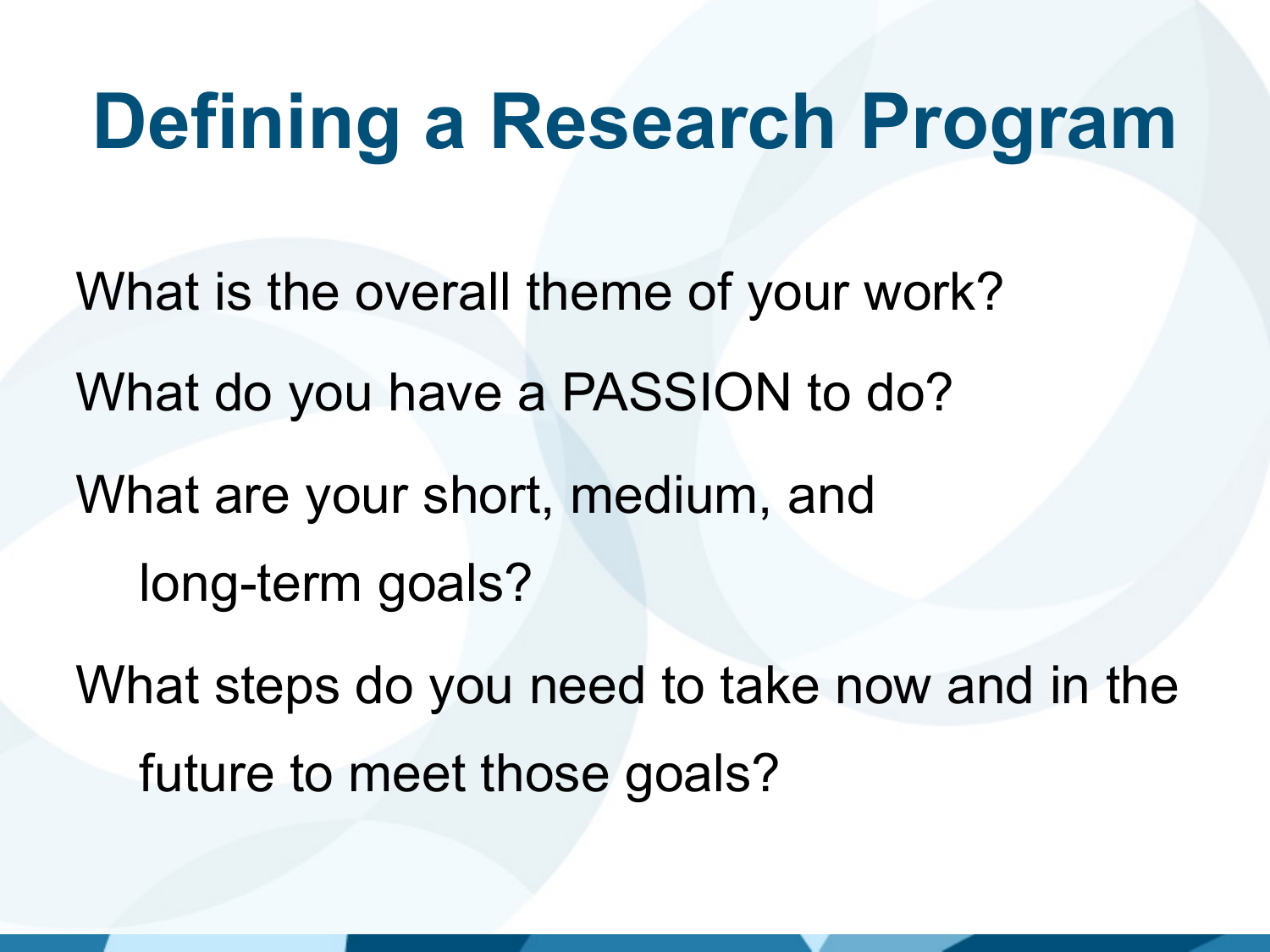# Defining a Research Program

What is the overall theme of your work?

What do you have a PASSION to do?

What are your short, medium, and long-term goals?

What steps do you need to take now and in the future to meet those goals?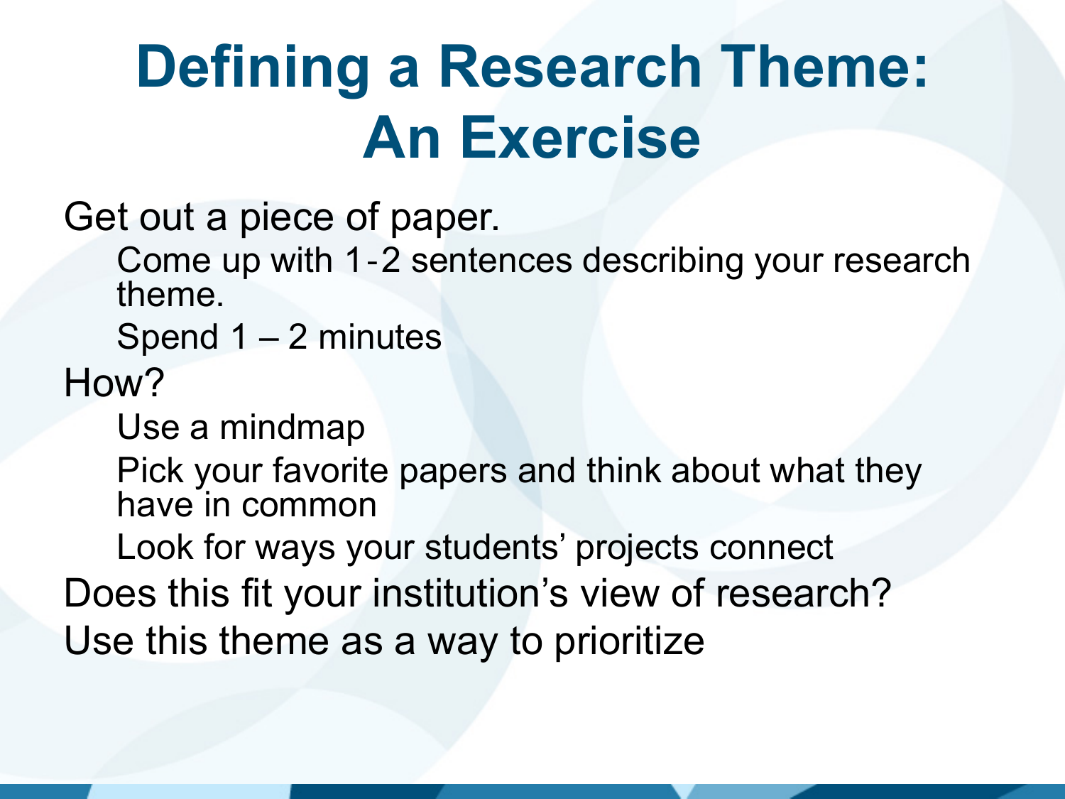# Defining a Research Theme: An Exercise

- Get out a piece of paper.
  - Come up with 1-2 sentences describing your research theme.
  - Spend 1 – 2 minutes
- How?
  - Use a mindmap
  - Pick your favorite papers and think about what they have in common
  - Look for ways your students' projects connect
- Does this fit your institution's view of research?
- Use this theme as a way to prioritize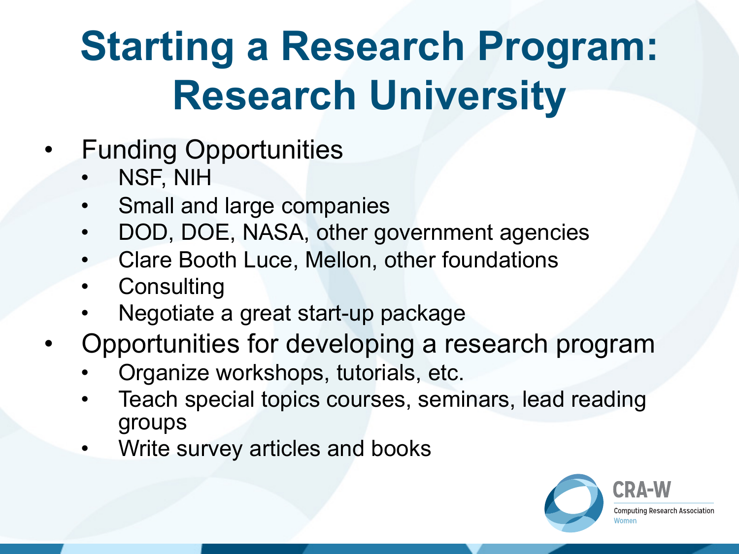# Starting a Research Program: Research University

- Funding Opportunities
  - NSF, NIH
  - Small and large companies
  - DOD, DOE, NASA, other government agencies
  - Clare Booth Luce, Mellon, other foundations
  - Consulting
  - Negotiate a great start-up package
- Opportunities for developing a research program
  - Organize workshops, tutorials, etc.
  - Teach special topics courses, seminars, lead reading groups
  - Write survey articles and books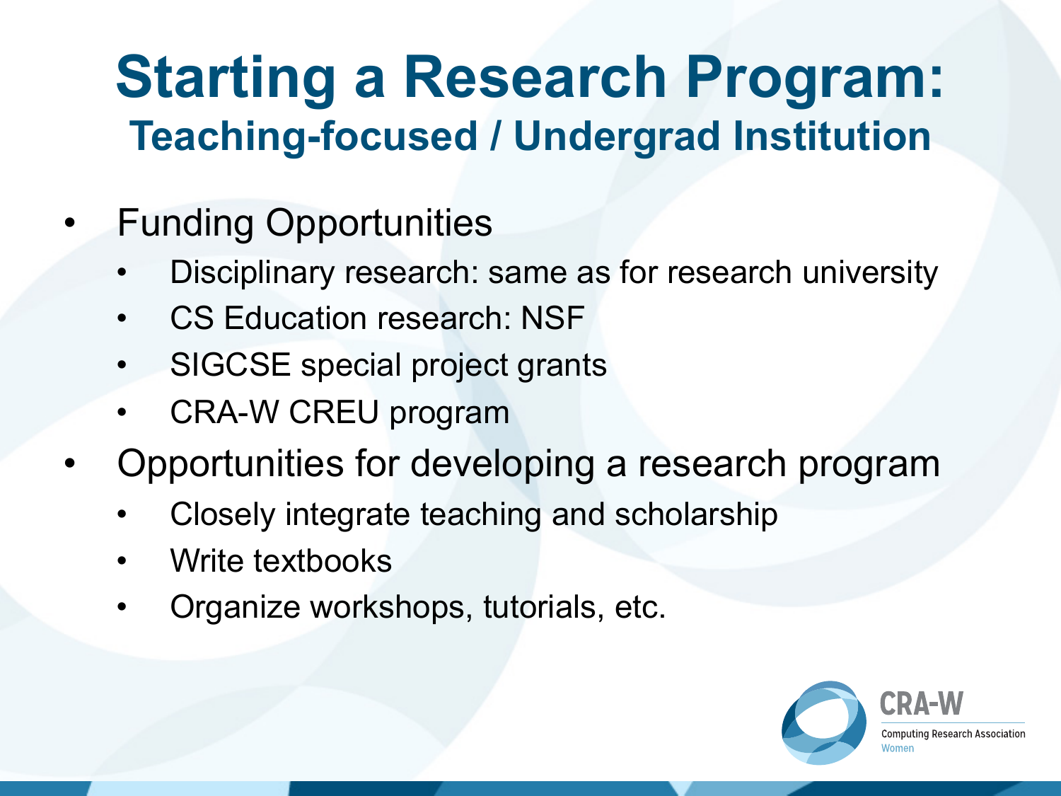# Starting a Research Program:

## Teaching-focused / Undergrad Institution

- Funding Opportunities
  - Disciplinary research: same as for research university
  - CS Education research: NSF
  - SIGCSE special project grants
  - CRA-W CREU program
- Opportunities for developing a research program
  - Closely integrate teaching and scholarship
  - Write textbooks
  - Organize workshops, tutorials, etc.

CRA-W
Computing Research Association
Women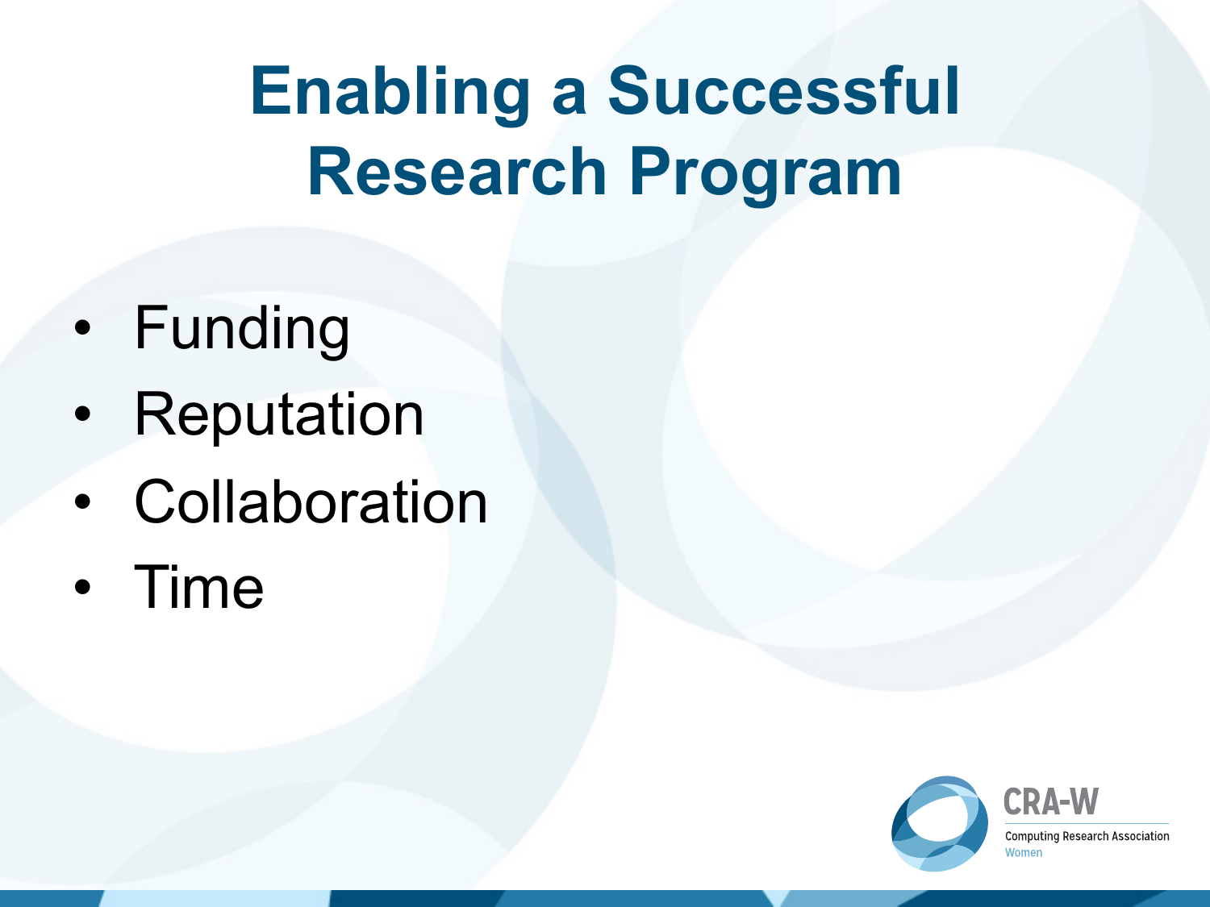# Enabling a Successful Research Program

- Funding
- Reputation
- Collaboration
- Time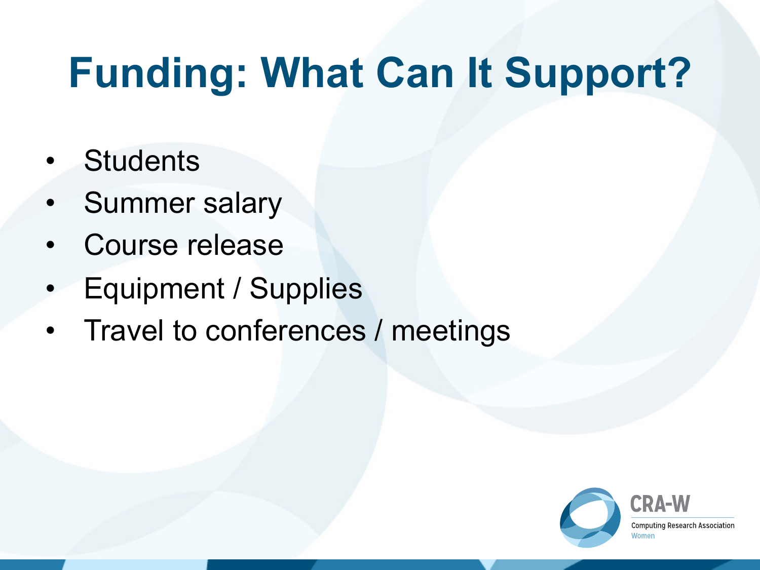# Funding: What Can It Support?

- Students
- Summer salary
- Course release
- Equipment / Supplies
- Travel to conferences / meetings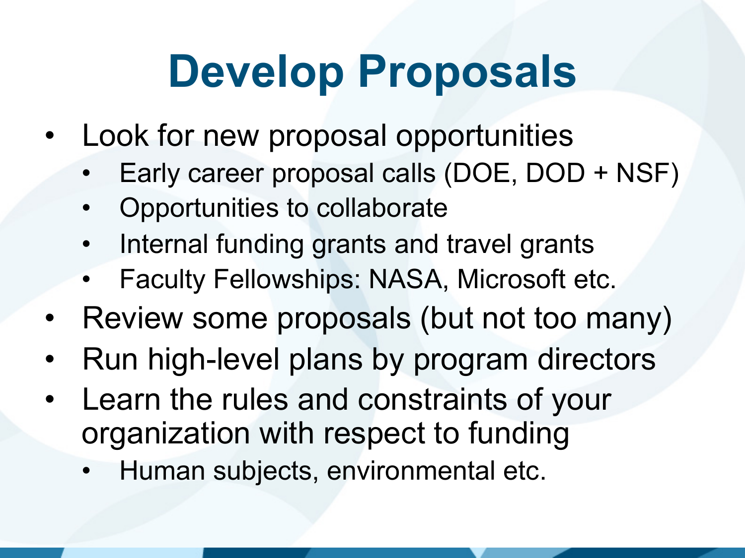# Develop Proposals

- Look for new proposal opportunities
  - Early career proposal calls (DOE, DOD + NSF)
  - Opportunities to collaborate
  - Internal funding grants and travel grants
  - Faculty Fellowships: NASA, Microsoft etc.
- Review some proposals (but not too many)
- Run high-level plans by program directors
- Learn the rules and constraints of your organization with respect to funding
  - Human subjects, environmental etc.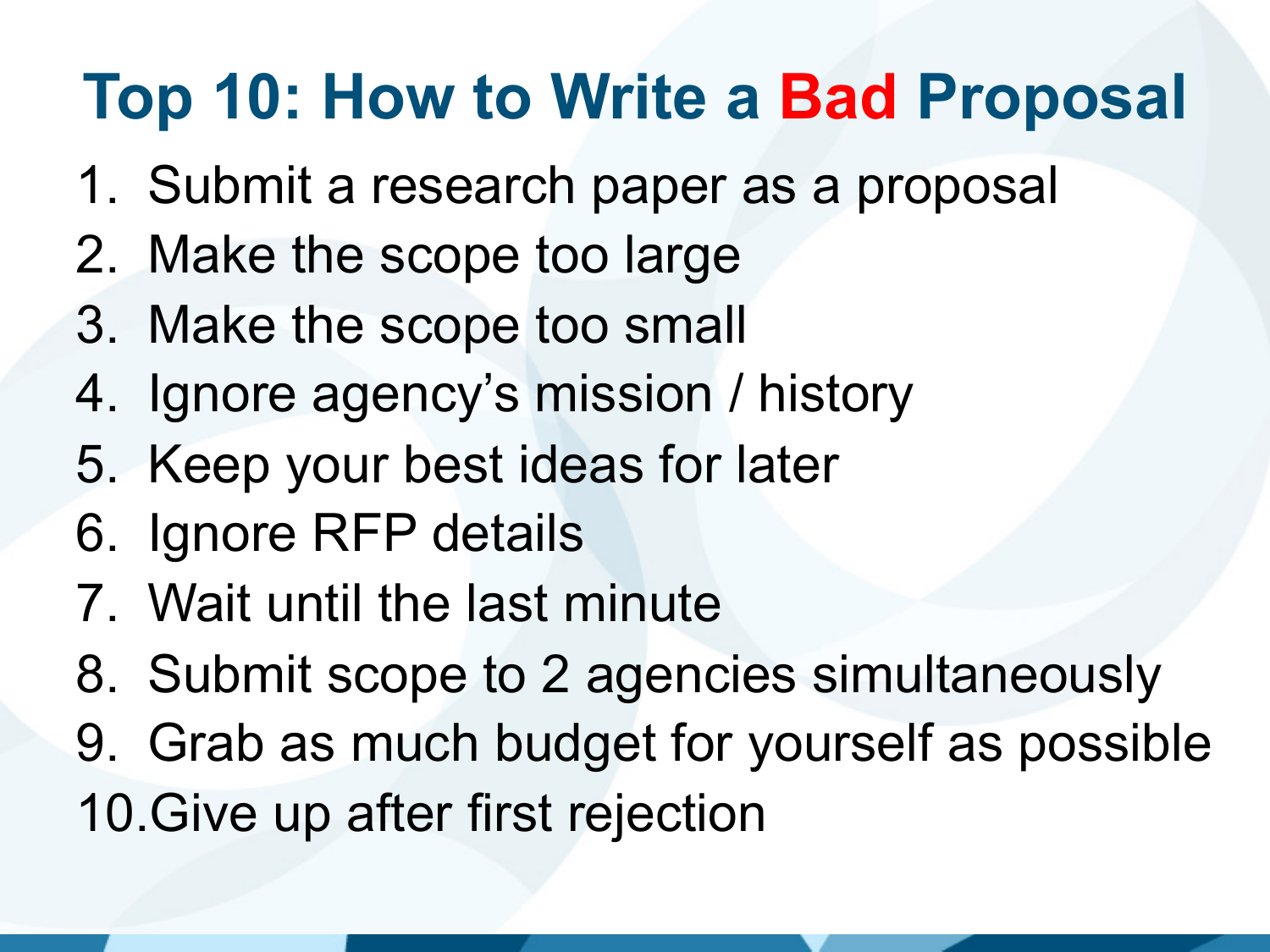# Top 10: How to Write a Bad Proposal

1. Submit a research paper as a proposal
2. Make the scope too large
3. Make the scope too small
4. Ignore agency's mission / history
5. Keep your best ideas for later
6. Ignore RFP details
7. Wait until the last minute
8. Submit scope to 2 agencies simultaneously
9. Grab as much budget for yourself as possible
10. Give up after first rejection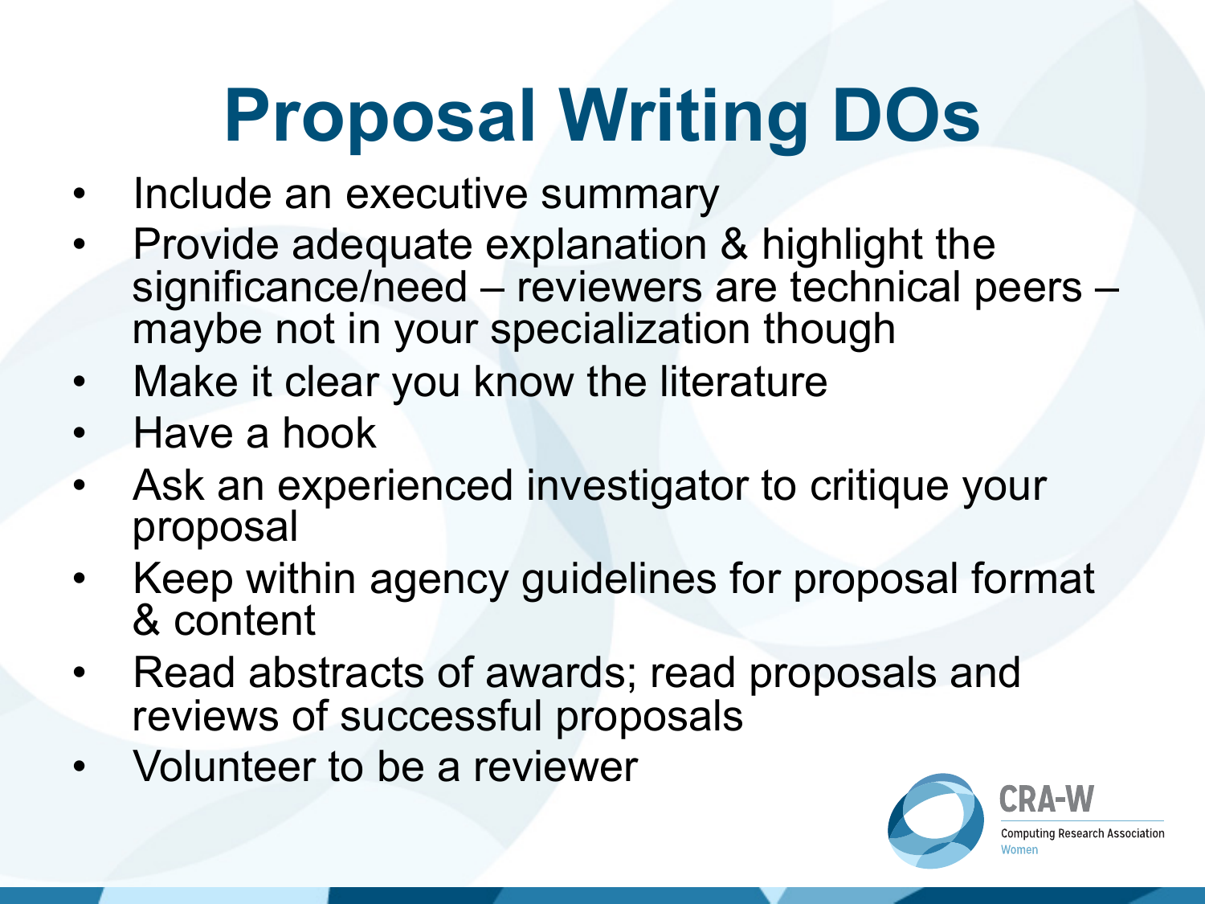# Proposal Writing DOs

- Include an executive summary
- Provide adequate explanation & highlight the significance/need – reviewers are technical peers – maybe not in your specialization though
- Make it clear you know the literature
- Have a hook
- Ask an experienced investigator to critique your proposal
- Keep within agency guidelines for proposal format & content
- Read abstracts of awards; read proposals and reviews of successful proposals
- Volunteer to be a reviewer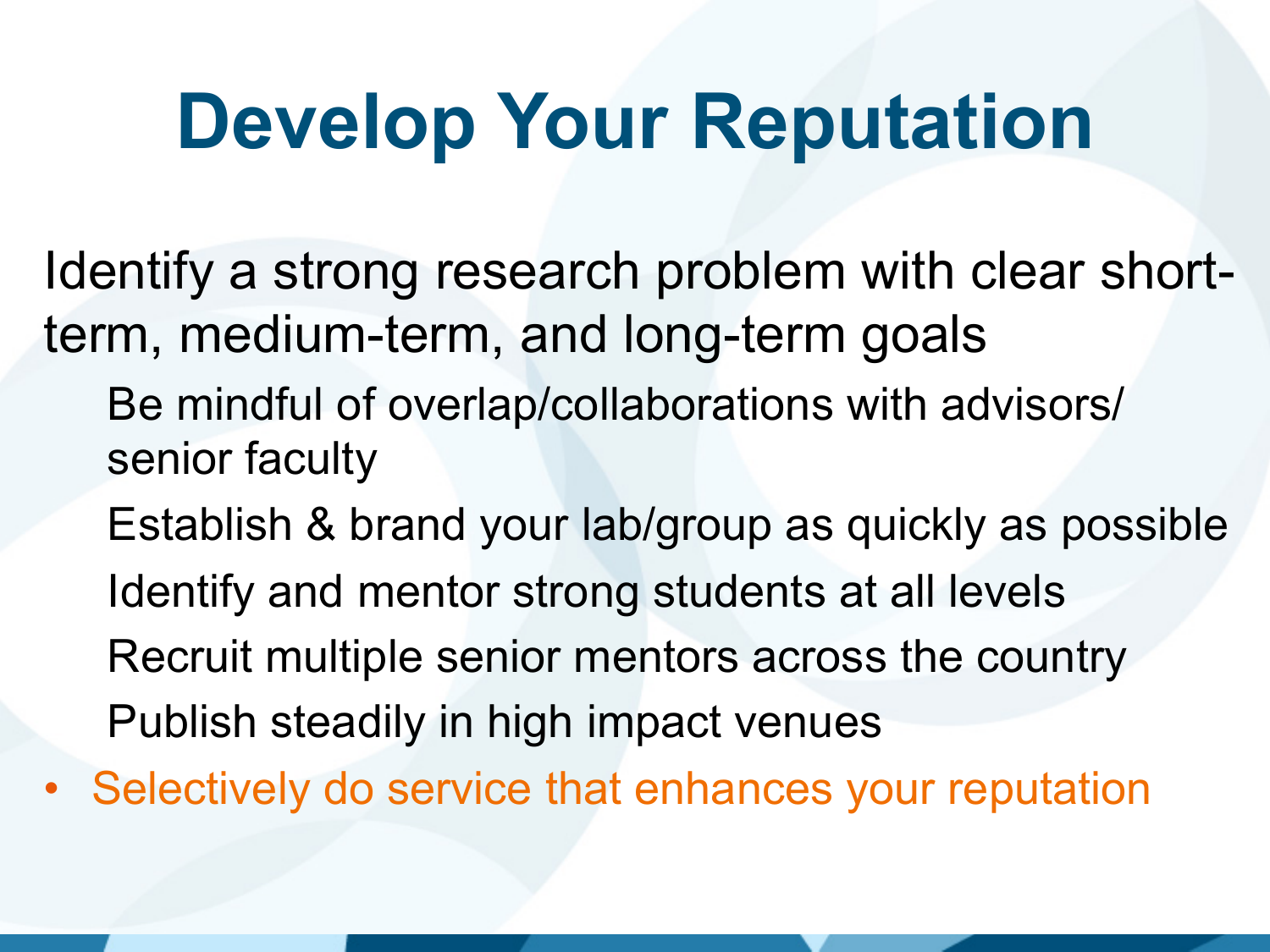# Develop Your Reputation

Identify a strong research problem with clear short-term, medium-term, and long-term goals

- Be mindful of overlap/collaborations with advisors/ senior faculty
- Establish & brand your lab/group as quickly as possible
- Identify and mentor strong students at all levels
- Recruit multiple senior mentors across the country
- Publish steadily in high impact venues

- Selectively do service that enhances your reputation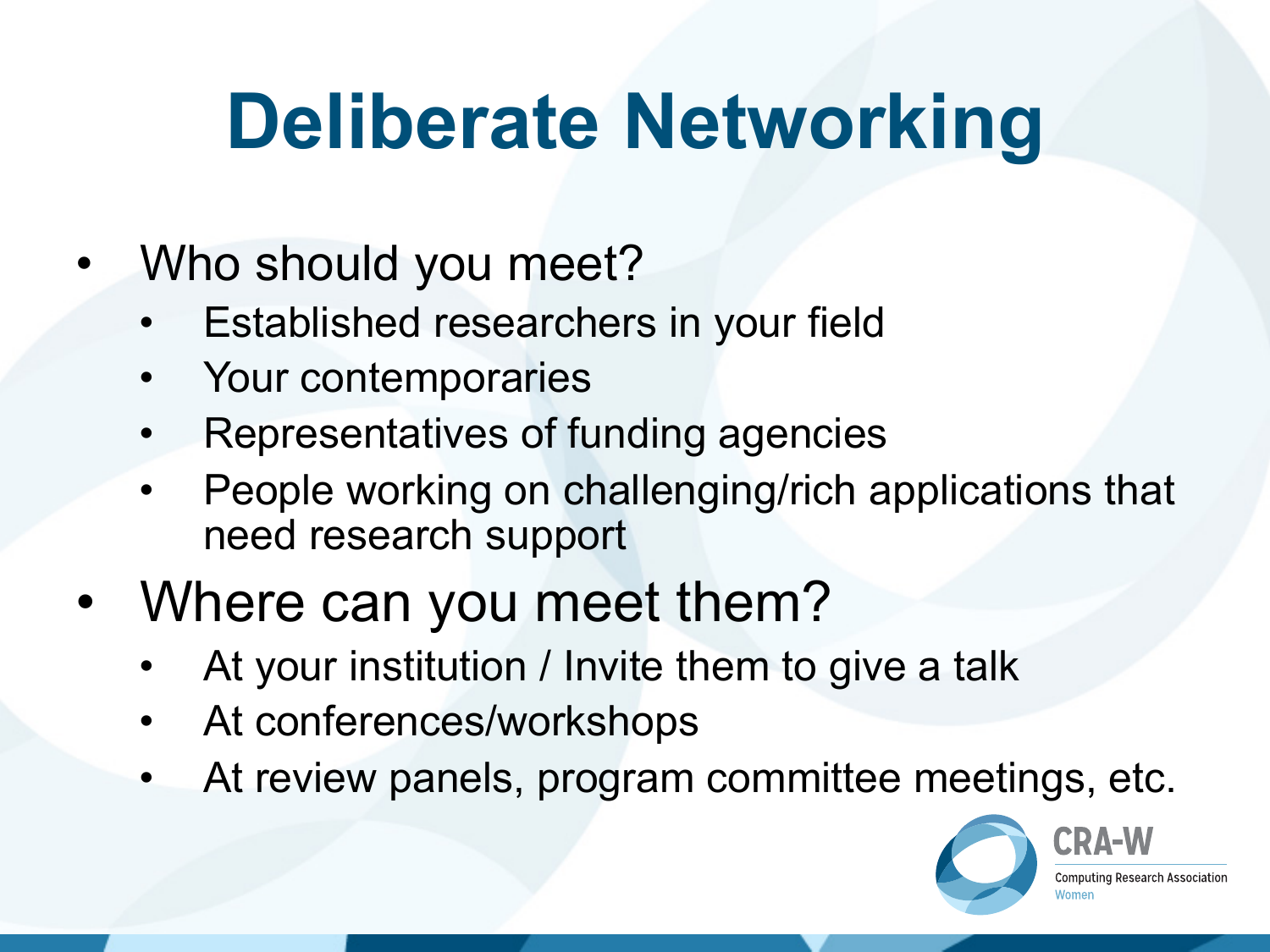# Deliberate Networking

- Who should you meet?
  - Established researchers in your field
  - Your contemporaries
  - Representatives of funding agencies
  - People working on challenging/rich applications that need research support
- Where can you meet them?
  - At your institution / Invite them to give a talk
  - At conferences/workshops
  - At review panels, program committee meetings, etc.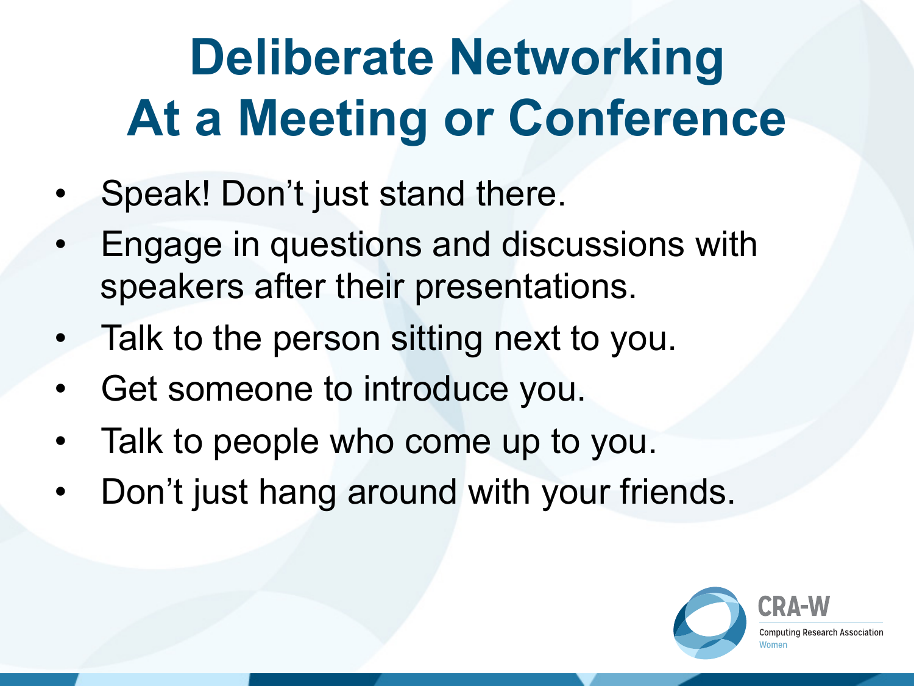# Deliberate Networking At a Meeting or Conference

- Speak! Don't just stand there.
- Engage in questions and discussions with speakers after their presentations.
- Talk to the person sitting next to you.
- Get someone to introduce you.
- Talk to people who come up to you.
- Don't just hang around with your friends.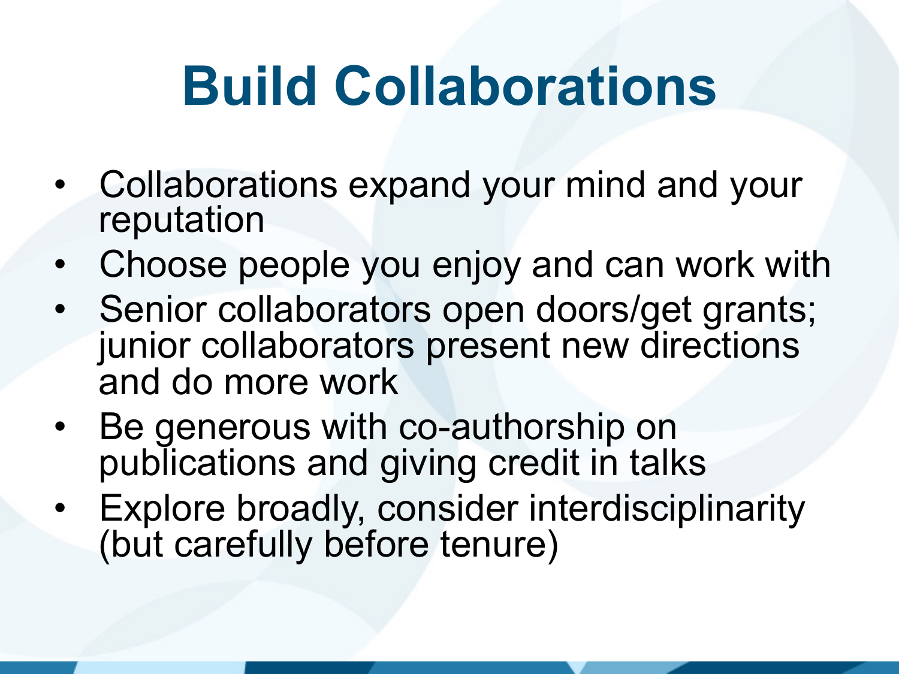# Build Collaborations

- Collaborations expand your mind and your reputation
- Choose people you enjoy and can work with
- Senior collaborators open doors/get grants; junior collaborators present new directions and do more work
- Be generous with co-authorship on publications and giving credit in talks
- Explore broadly, consider interdisciplinarity (but carefully before tenure)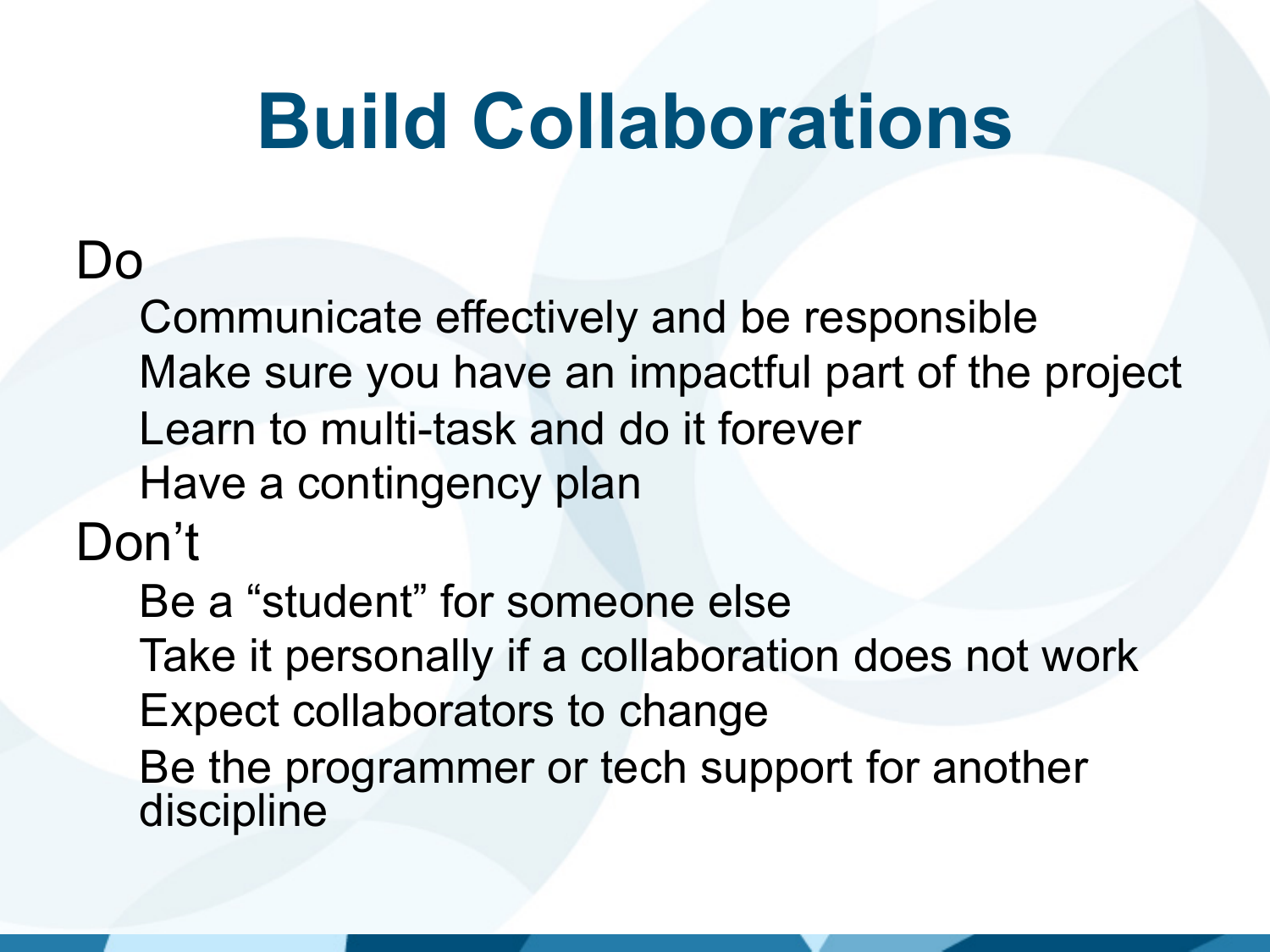# Build Collaborations

Do

- Communicate effectively and be responsible
- Make sure you have an impactful part of the project
- Learn to multi-task and do it forever
- Have a contingency plan

Don't

- Be a "student" for someone else
- Take it personally if a collaboration does not work
- Expect collaborators to change
- Be the programmer or tech support for another discipline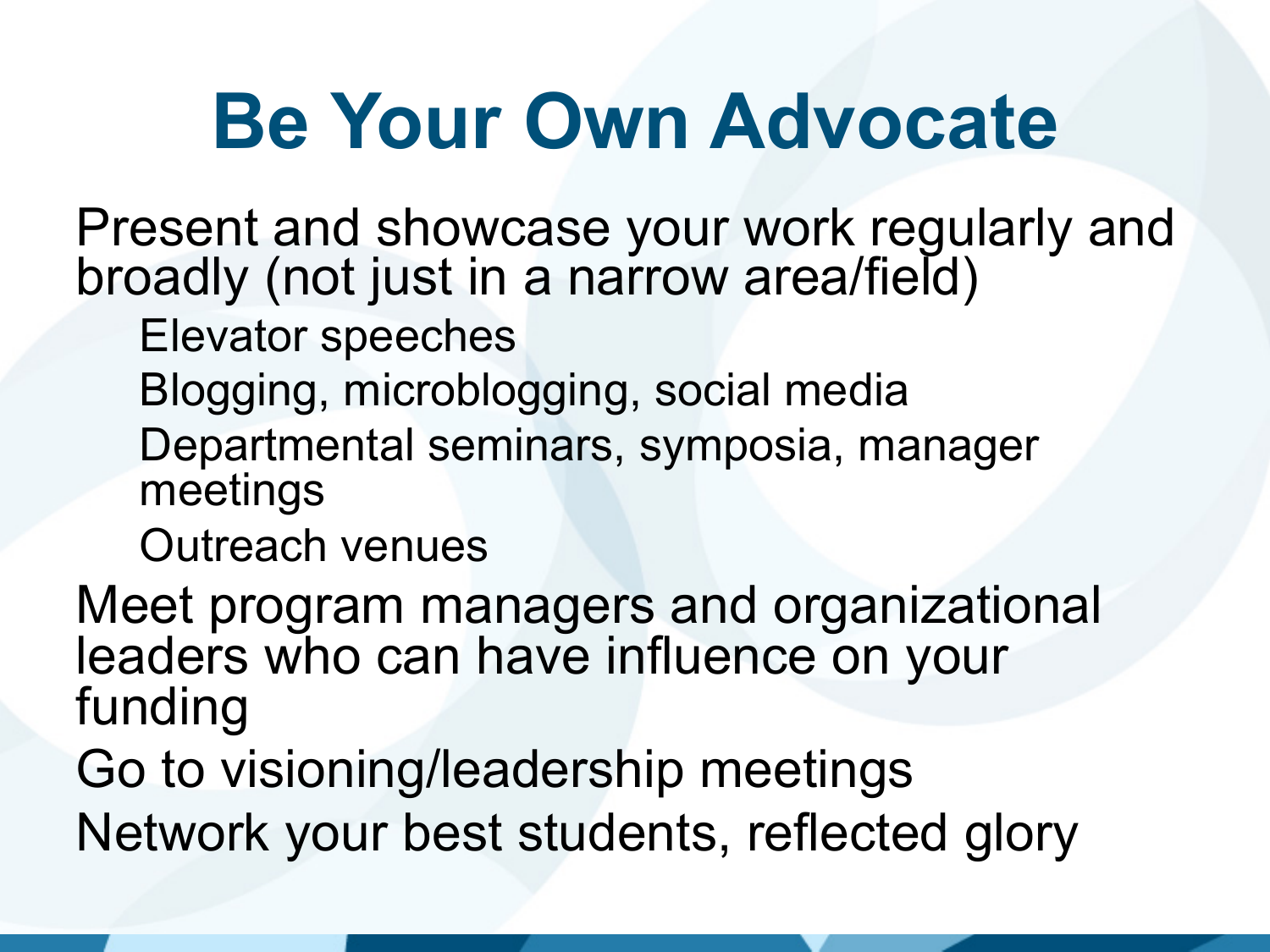# Be Your Own Advocate

- Present and showcase your work regularly and broadly (not just in a narrow area/field)
  - Elevator speeches
  - Blogging, microblogging, social media
  - Departmental seminars, symposia, manager meetings
  - Outreach venues
- Meet program managers and organizational leaders who can have influence on your funding
- Go to visioning/leadership meetings
- Network your best students, reflected glory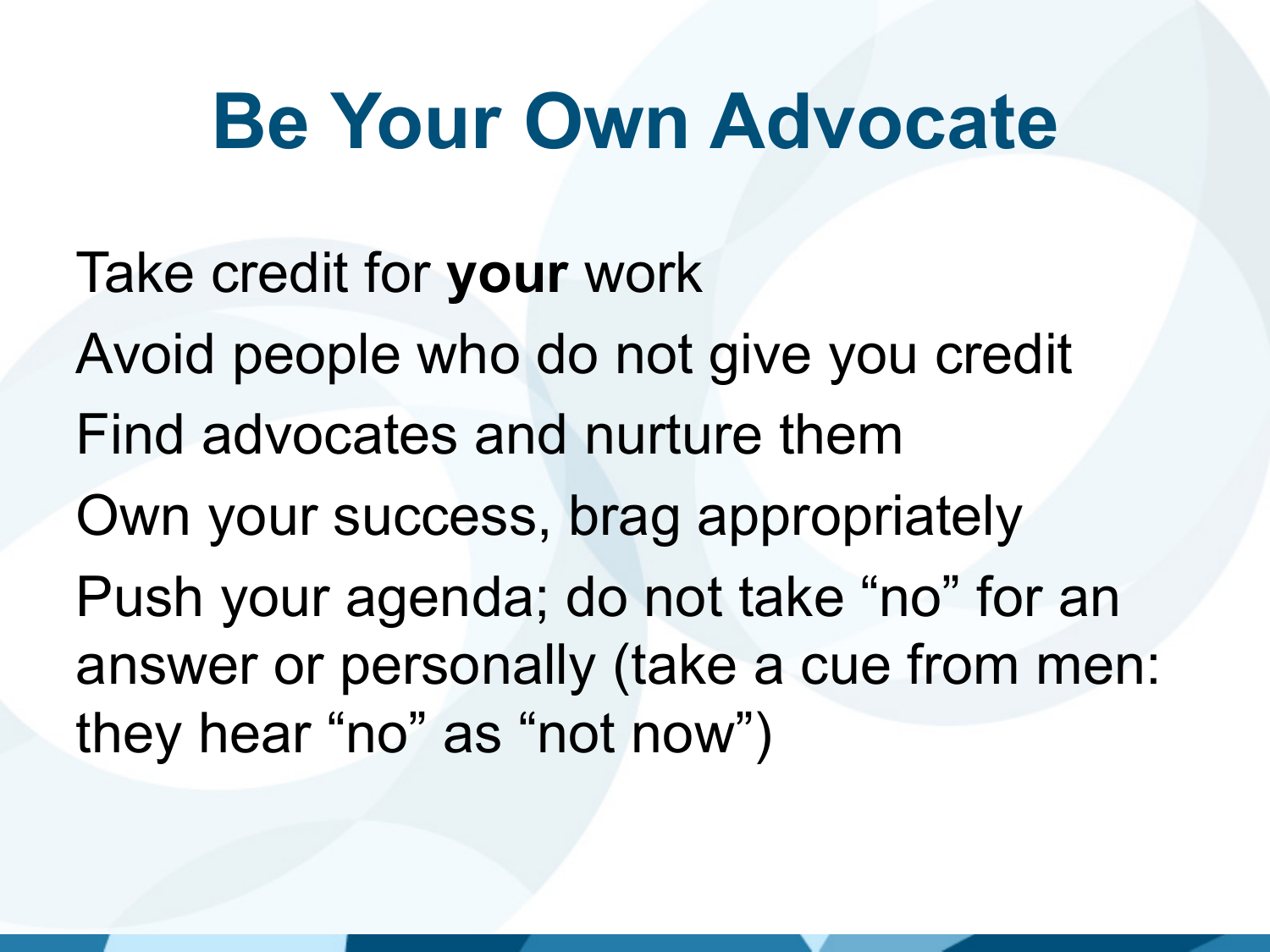# Be Your Own Advocate

Take credit for **your** work

Avoid people who do not give you credit

Find advocates and nurture them

Own your success, brag appropriately

Push your agenda; do not take “no” for an answer or personally (take a cue from men: they hear “no” as “not now”)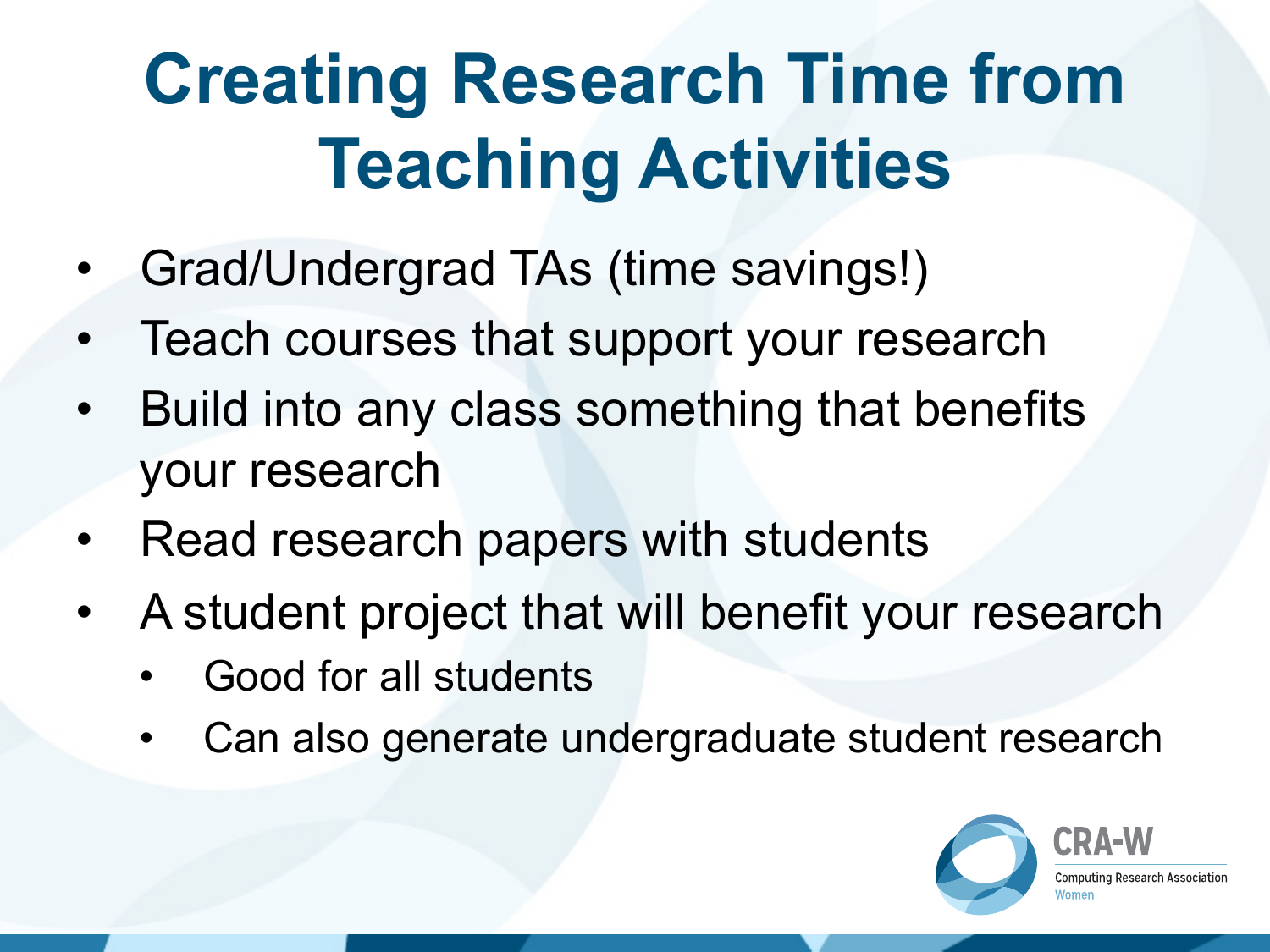# Creating Research Time from Teaching Activities

- Grad/Undergrad TAs (time savings!)
- Teach courses that support your research
- Build into any class something that benefits your research
- Read research papers with students
- A student project that will benefit your research
  - Good for all students
  - Can also generate undergraduate student research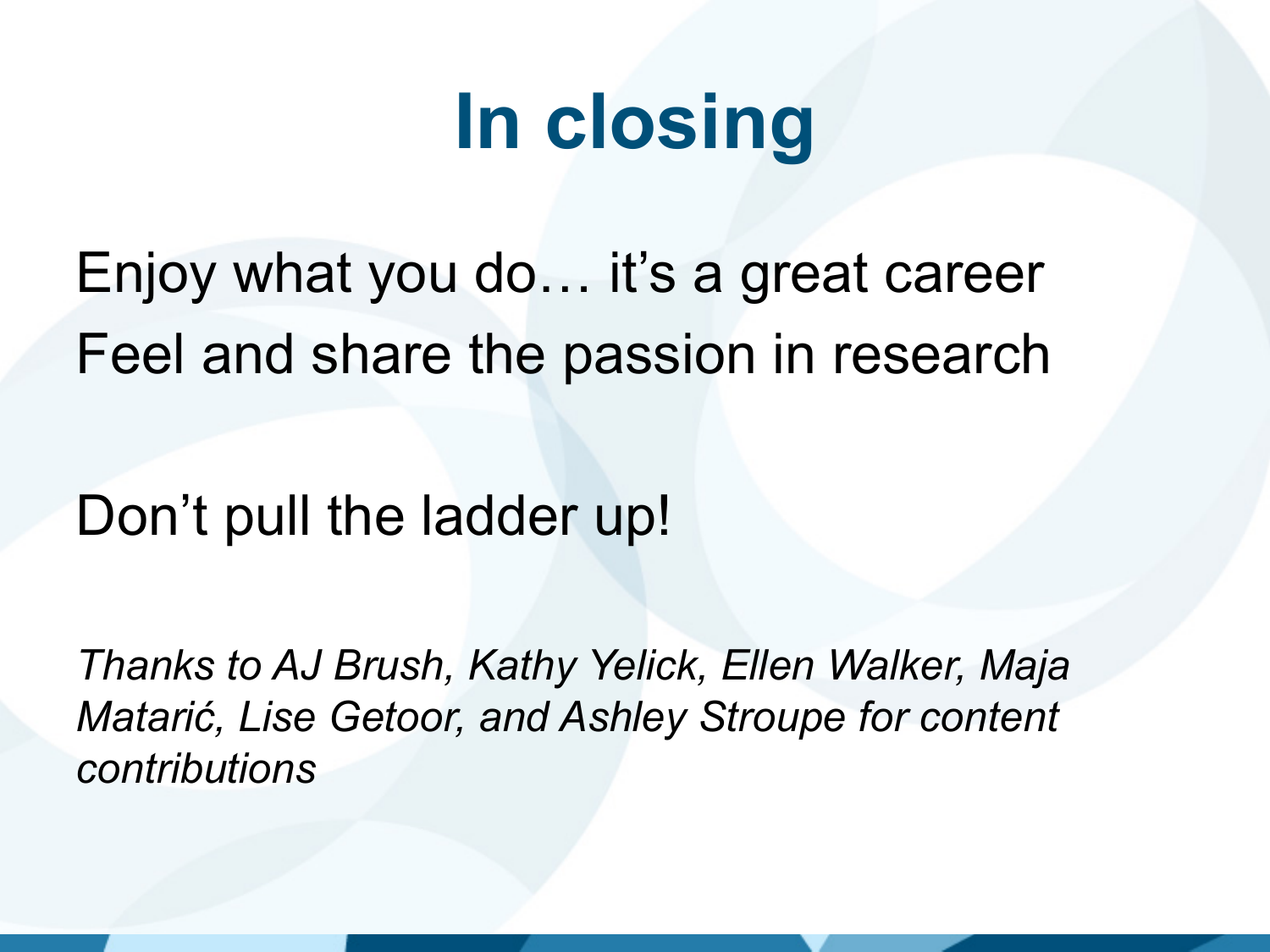# In closing

Enjoy what you do… it's a great career

Feel and share the passion in research

Don't pull the ladder up!

*Thanks to AJ Brush, Kathy Yelick, Ellen Walker, Maja Matarić, Lise Getoor, and Ashley Stroupe for content contributions*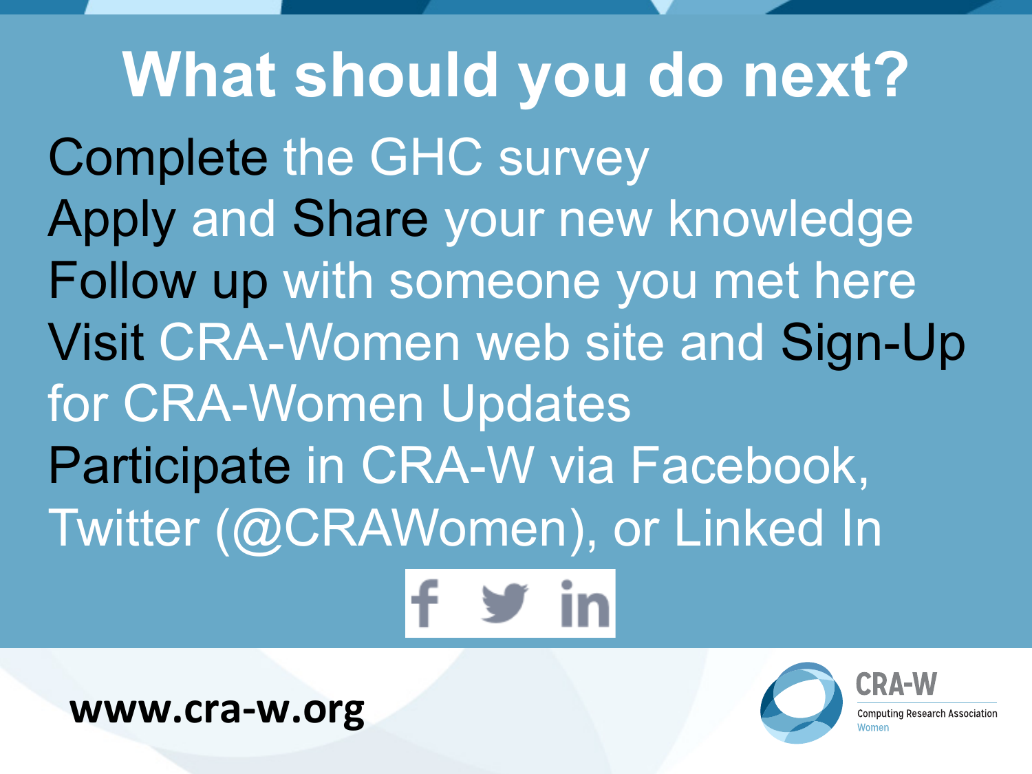# What should you do next?

Complete the GHC survey

Apply and Share your new knowledge

Follow up with someone you met here

Visit CRA-Women web site and Sign-Up for CRA-Women Updates

Participate in CRA-W via Facebook, Twitter (@CRAWomen), or Linked In

**www.cra-w.org**

CRA-W

Computing Research Association Women